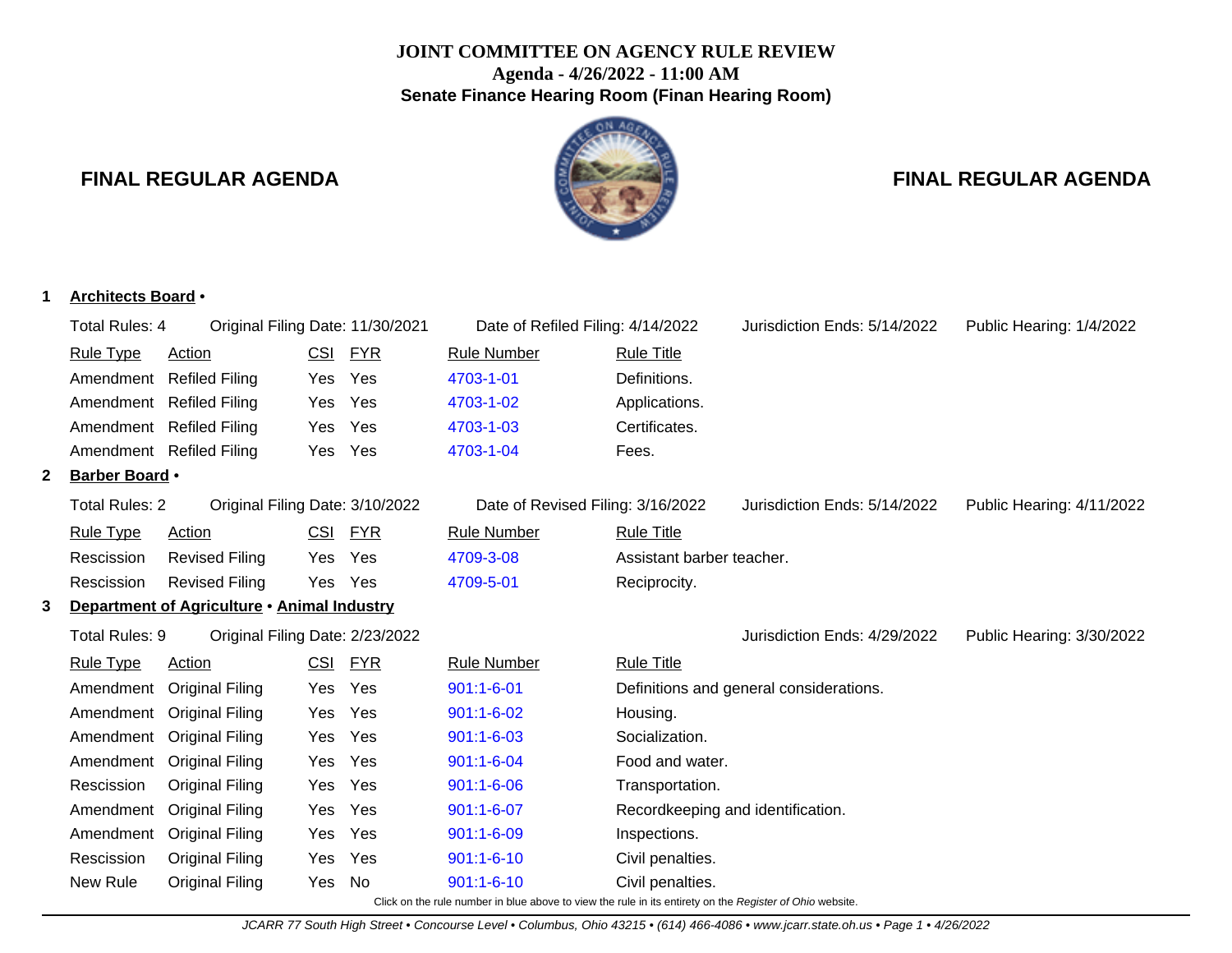# JOINT COMMITTEE ON AGENCY RULE REVIEW

**Agenda - 4/26/2022 - 11:00 AM**

**Senate Finance Hearing Room (Finan Hearing Room)**

## FINAL REGULAR AGENDA

### 1 Architects Board •

Total Rules: 4 | Original Filing Date: 11/30/2021 | Date of Refiled Filing: 4/14/2022 | Jurisdiction Ends: 5/14/2022 | Public Hearing: 1/4/2022

| Rule Type | Action | CSI | FYR | Rule Number | Rule Title |
|---|---|---|---|---|---|
| Amendment | Refiled Filing | Yes | Yes | 4703-1-01 | Definitions. |
| Amendment | Refiled Filing | Yes | Yes | 4703-1-02 | Applications. |
| Amendment | Refiled Filing | Yes | Yes | 4703-1-03 | Certificates. |
| Amendment | Refiled Filing | Yes | Yes | 4703-1-04 | Fees. |

### 2 Barber Board •

Total Rules: 2 | Original Filing Date: 3/10/2022 | Date of Revised Filing: 3/16/2022 | Jurisdiction Ends: 5/14/2022 | Public Hearing: 4/11/2022

| Rule Type | Action | CSI | FYR | Rule Number | Rule Title |
|---|---|---|---|---|---|
| Rescission | Revised Filing | Yes | Yes | 4709-3-08 | Assistant barber teacher. |
| Rescission | Revised Filing | Yes | Yes | 4709-5-01 | Reciprocity. |

### 3 Department of Agriculture • Animal Industry

Total Rules: 9 | Original Filing Date: 2/23/2022 | Jurisdiction Ends: 4/29/2022 | Public Hearing: 3/30/2022

| Rule Type | Action | CSI | FYR | Rule Number | Rule Title |
|---|---|---|---|---|---|
| Amendment | Original Filing | Yes | Yes | 901:1-6-01 | Definitions and general considerations. |
| Amendment | Original Filing | Yes | Yes | 901:1-6-02 | Housing. |
| Amendment | Original Filing | Yes | Yes | 901:1-6-03 | Socialization. |
| Amendment | Original Filing | Yes | Yes | 901:1-6-04 | Food and water. |
| Rescission | Original Filing | Yes | Yes | 901:1-6-06 | Transportation. |
| Amendment | Original Filing | Yes | Yes | 901:1-6-07 | Recordkeeping and identification. |
| Amendment | Original Filing | Yes | Yes | 901:1-6-09 | Inspections. |
| Rescission | Original Filing | Yes | Yes | 901:1-6-10 | Civil penalties. |
| New Rule | Original Filing | Yes | No | 901:1-6-10 | Civil penalties. |

Click on the rule number in blue above to view the rule in its entirety on the *Register of Ohio* website.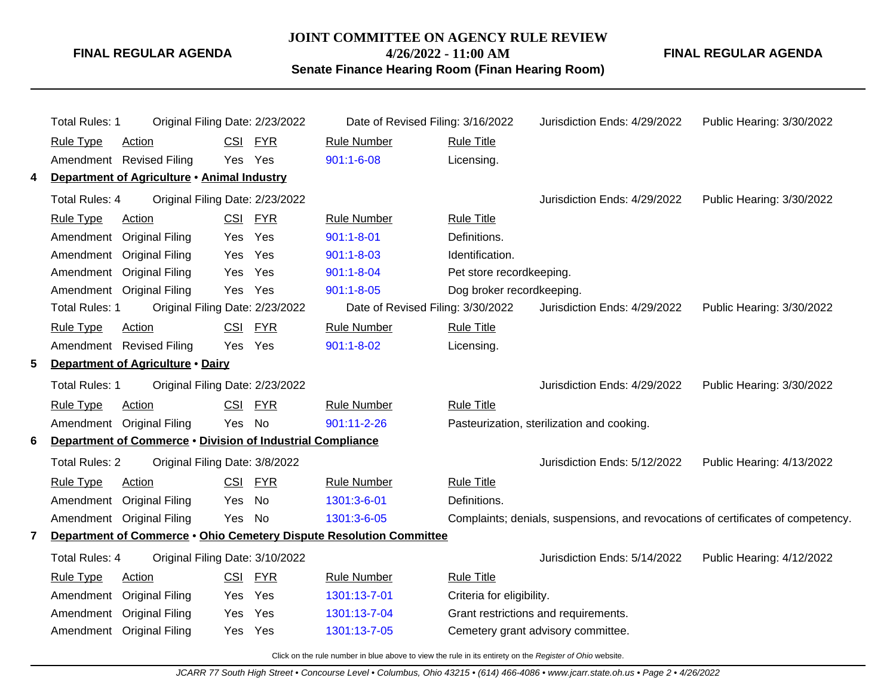Total Rules: 1 &nbsp; Original Filing Date: 2/23/2022 &nbsp; Date of Revised Filing: 3/16/2022 &nbsp; Jurisdiction Ends: 4/29/2022 &nbsp; Public Hearing: 3/30/2022

| Rule Type | Action | CSI | FYR | Rule Number | Rule Title |
|---|---|---|---|---|---|
| Amendment | Revised Filing | Yes | Yes | 901:1-6-08 | Licensing. |

## 4 Department of Agriculture • Animal Industry

Total Rules: 4 &nbsp; Original Filing Date: 2/23/2022 &nbsp; Jurisdiction Ends: 4/29/2022 &nbsp; Public Hearing: 3/30/2022

| Rule Type | Action | CSI | FYR | Rule Number | Rule Title |
|---|---|---|---|---|---|
| Amendment | Original Filing | Yes | Yes | 901:1-8-01 | Definitions. |
| Amendment | Original Filing | Yes | Yes | 901:1-8-03 | Identification. |
| Amendment | Original Filing | Yes | Yes | 901:1-8-04 | Pet store recordkeeping. |
| Amendment | Original Filing | Yes | Yes | 901:1-8-05 | Dog broker recordkeeping. |

Total Rules: 1 &nbsp; Original Filing Date: 2/23/2022 &nbsp; Date of Revised Filing: 3/30/2022 &nbsp; Jurisdiction Ends: 4/29/2022 &nbsp; Public Hearing: 3/30/2022

| Rule Type | Action | CSI | FYR | Rule Number | Rule Title |
|---|---|---|---|---|---|
| Amendment | Revised Filing | Yes | Yes | 901:1-8-02 | Licensing. |

## 5 Department of Agriculture • Dairy

Total Rules: 1 &nbsp; Original Filing Date: 2/23/2022 &nbsp; Jurisdiction Ends: 4/29/2022 &nbsp; Public Hearing: 3/30/2022

| Rule Type | Action | CSI | FYR | Rule Number | Rule Title |
|---|---|---|---|---|---|
| Amendment | Original Filing | Yes | No | 901:11-2-26 | Pasteurization, sterilization and cooking. |

## 6 Department of Commerce • Division of Industrial Compliance

Total Rules: 2 &nbsp; Original Filing Date: 3/8/2022 &nbsp; Jurisdiction Ends: 5/12/2022 &nbsp; Public Hearing: 4/13/2022

| Rule Type | Action | CSI | FYR | Rule Number | Rule Title |
|---|---|---|---|---|---|
| Amendment | Original Filing | Yes | No | 1301:3-6-01 | Definitions. |
| Amendment | Original Filing | Yes | No | 1301:3-6-05 | Complaints; denials, suspensions, and revocations of certificates of competency. |

## 7 Department of Commerce • Ohio Cemetery Dispute Resolution Committee

Total Rules: 4 &nbsp; Original Filing Date: 3/10/2022 &nbsp; Jurisdiction Ends: 5/14/2022 &nbsp; Public Hearing: 4/12/2022

| Rule Type | Action | CSI | FYR | Rule Number | Rule Title |
|---|---|---|---|---|---|
| Amendment | Original Filing | Yes | Yes | 1301:13-7-01 | Criteria for eligibility. |
| Amendment | Original Filing | Yes | Yes | 1301:13-7-04 | Grant restrictions and requirements. |
| Amendment | Original Filing | Yes | Yes | 1301:13-7-05 | Cemetery grant advisory committee. |

Click on the rule number in blue above to view the rule in its entirety on the *Register of Ohio* website.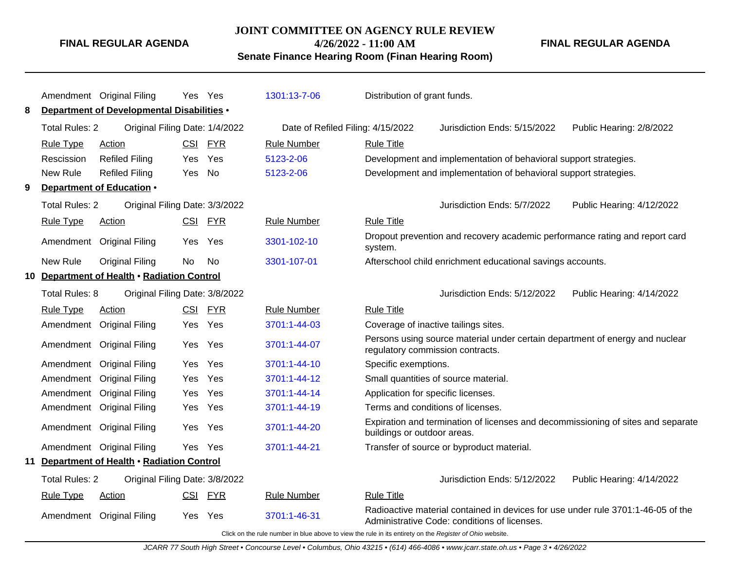| Rule Type | Action | CSI | FYR | Rule Number | Rule Title |
|---|---|---|---|---|---|
| Amendment | Original Filing | Yes | Yes | 1301:13-7-06 | Distribution of grant funds. |

**8 Department of Developmental Disabilities •**

Total Rules: 2 Original Filing Date: 1/4/2022 Date of Refiled Filing: 4/15/2022 Jurisdiction Ends: 5/15/2022 Public Hearing: 2/8/2022

| Rule Type | Action | CSI | FYR | Rule Number | Rule Title |
|---|---|---|---|---|---|
| Rescission | Refiled Filing | Yes | Yes | 5123-2-06 | Development and implementation of behavioral support strategies. |
| New Rule | Refiled Filing | Yes | No | 5123-2-06 | Development and implementation of behavioral support strategies. |

**9 Department of Education •**

Total Rules: 2 Original Filing Date: 3/3/2022 Jurisdiction Ends: 5/7/2022 Public Hearing: 4/12/2022

| Rule Type | Action | CSI | FYR | Rule Number | Rule Title |
|---|---|---|---|---|---|
| Amendment | Original Filing | Yes | Yes | 3301-102-10 | Dropout prevention and recovery academic performance rating and report card system. |
| New Rule | Original Filing | No | No | 3301-107-01 | Afterschool child enrichment educational savings accounts. |

**10 Department of Health • Radiation Control**

Total Rules: 8 Original Filing Date: 3/8/2022 Jurisdiction Ends: 5/12/2022 Public Hearing: 4/14/2022

| Rule Type | Action | CSI | FYR | Rule Number | Rule Title |
|---|---|---|---|---|---|
| Amendment | Original Filing | Yes | Yes | 3701:1-44-03 | Coverage of inactive tailings sites. |
| Amendment | Original Filing | Yes | Yes | 3701:1-44-07 | Persons using source material under certain department of energy and nuclear regulatory commission contracts. |
| Amendment | Original Filing | Yes | Yes | 3701:1-44-10 | Specific exemptions. |
| Amendment | Original Filing | Yes | Yes | 3701:1-44-12 | Small quantities of source material. |
| Amendment | Original Filing | Yes | Yes | 3701:1-44-14 | Application for specific licenses. |
| Amendment | Original Filing | Yes | Yes | 3701:1-44-19 | Terms and conditions of licenses. |
| Amendment | Original Filing | Yes | Yes | 3701:1-44-20 | Expiration and termination of licenses and decommissioning of sites and separate buildings or outdoor areas. |
| Amendment | Original Filing | Yes | Yes | 3701:1-44-21 | Transfer of source or byproduct material. |

**11 Department of Health • Radiation Control**

Total Rules: 2 Original Filing Date: 3/8/2022 Jurisdiction Ends: 5/12/2022 Public Hearing: 4/14/2022

| Rule Type | Action | CSI | FYR | Rule Number | Rule Title |
|---|---|---|---|---|---|
| Amendment | Original Filing | Yes | Yes | 3701:1-46-31 | Radioactive material contained in devices for use under rule 3701:1-46-05 of the Administrative Code: conditions of licenses. |

Click on the rule number in blue above to view the rule in its entirety on the *Register of Ohio* website.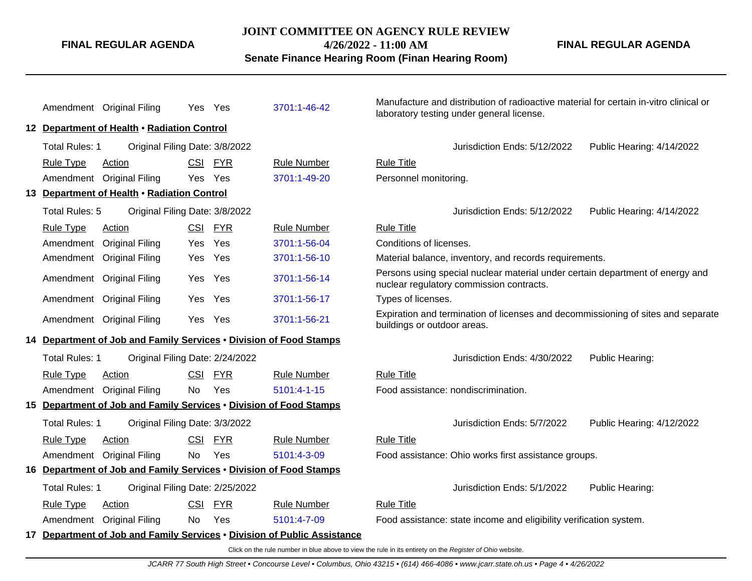| Rule Type | Action | CSI | FYR | Rule Number | Rule Title |
|---|---|---|---|---|---|
| Amendment | Original Filing | Yes | Yes | 3701:1-46-42 | Manufacture and distribution of radioactive material for certain in-vitro clinical or laboratory testing under general license. |

**12 Department of Health • Radiation Control**

Total Rules: 1 Original Filing Date: 3/8/2022 Jurisdiction Ends: 5/12/2022 Public Hearing: 4/14/2022

| Rule Type | Action | CSI | FYR | Rule Number | Rule Title |
|---|---|---|---|---|---|
| Amendment | Original Filing | Yes | Yes | 3701:1-49-20 | Personnel monitoring. |

**13 Department of Health • Radiation Control**

Total Rules: 5 Original Filing Date: 3/8/2022 Jurisdiction Ends: 5/12/2022 Public Hearing: 4/14/2022

| Rule Type | Action | CSI | FYR | Rule Number | Rule Title |
|---|---|---|---|---|---|
| Amendment | Original Filing | Yes | Yes | 3701:1-56-04 | Conditions of licenses. |
| Amendment | Original Filing | Yes | Yes | 3701:1-56-10 | Material balance, inventory, and records requirements. |
| Amendment | Original Filing | Yes | Yes | 3701:1-56-14 | Persons using special nuclear material under certain department of energy and nuclear regulatory commission contracts. |
| Amendment | Original Filing | Yes | Yes | 3701:1-56-17 | Types of licenses. |
| Amendment | Original Filing | Yes | Yes | 3701:1-56-21 | Expiration and termination of licenses and decommissioning of sites and separate buildings or outdoor areas. |

**14 Department of Job and Family Services • Division of Food Stamps**

Total Rules: 1 Original Filing Date: 2/24/2022 Jurisdiction Ends: 4/30/2022 Public Hearing:

| Rule Type | Action | CSI | FYR | Rule Number | Rule Title |
|---|---|---|---|---|---|
| Amendment | Original Filing | No | Yes | 5101:4-1-15 | Food assistance: nondiscrimination. |

**15 Department of Job and Family Services • Division of Food Stamps**

Total Rules: 1 Original Filing Date: 3/3/2022 Jurisdiction Ends: 5/7/2022 Public Hearing: 4/12/2022

| Rule Type | Action | CSI | FYR | Rule Number | Rule Title |
|---|---|---|---|---|---|
| Amendment | Original Filing | No | Yes | 5101:4-3-09 | Food assistance: Ohio works first assistance groups. |

**16 Department of Job and Family Services • Division of Food Stamps**

Total Rules: 1 Original Filing Date: 2/25/2022 Jurisdiction Ends: 5/1/2022 Public Hearing:

| Rule Type | Action | CSI | FYR | Rule Number | Rule Title |
|---|---|---|---|---|---|
| Amendment | Original Filing | No | Yes | 5101:4-7-09 | Food assistance: state income and eligibility verification system. |

**17 Department of Job and Family Services • Division of Public Assistance**

Click on the rule number in blue above to view the rule in its entirety on the *Register of Ohio* website.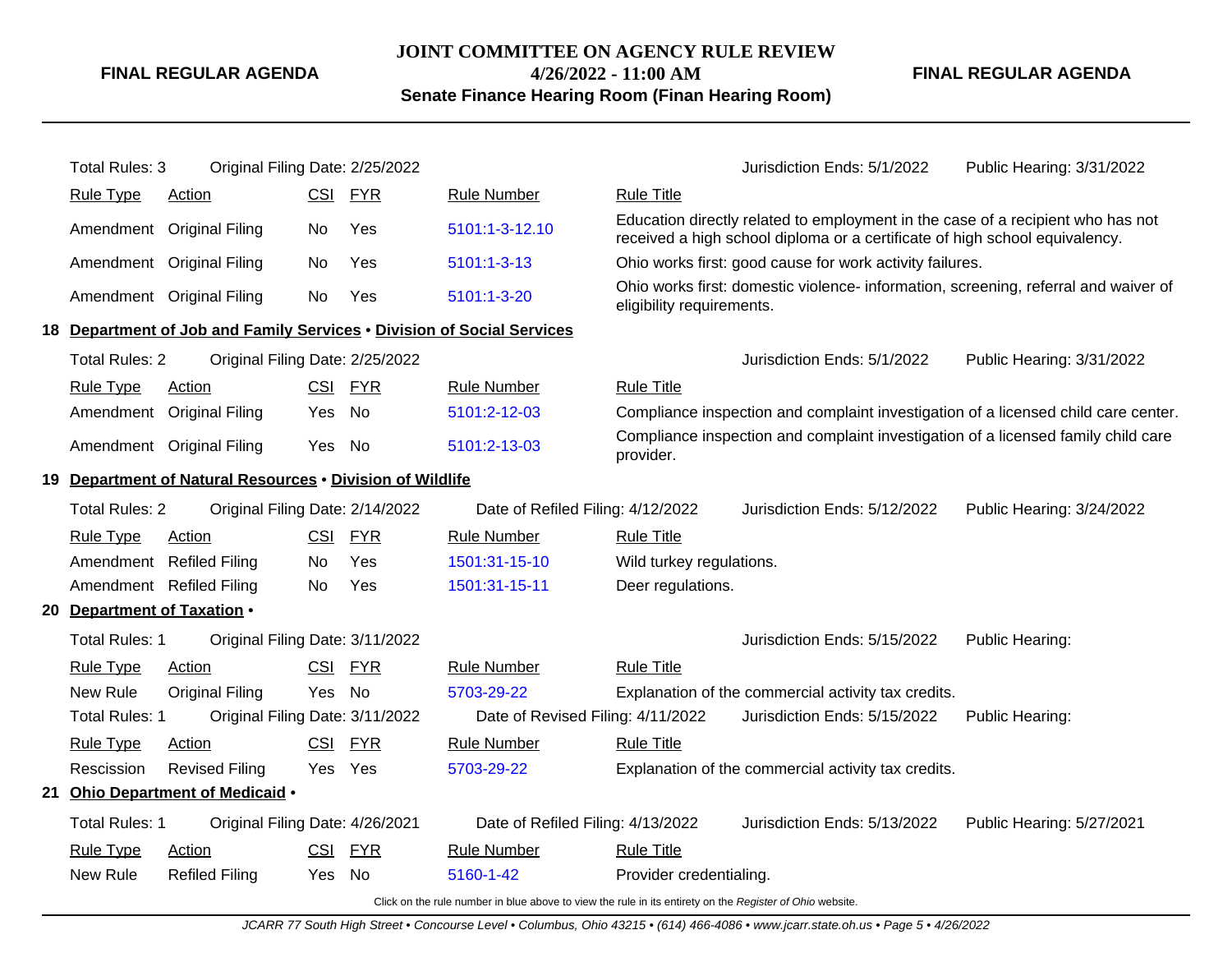Total Rules: 3 | Original Filing Date: 2/25/2022 | Jurisdiction Ends: 5/1/2022 | Public Hearing: 3/31/2022

| Rule Type | Action | CSI | FYR | Rule Number | Rule Title |
|---|---|---|---|---|---|
| Amendment | Original Filing | No | Yes | 5101:1-3-12.10 | Education directly related to employment in the case of a recipient who has not received a high school diploma or a certificate of high school equivalency. |
| Amendment | Original Filing | No | Yes | 5101:1-3-13 | Ohio works first: good cause for work activity failures. |
| Amendment | Original Filing | No | Yes | 5101:1-3-20 | Ohio works first: domestic violence- information, screening, referral and waiver of eligibility requirements. |

## 18 Department of Job and Family Services • Division of Social Services

Total Rules: 2 | Original Filing Date: 2/25/2022 | Jurisdiction Ends: 5/1/2022 | Public Hearing: 3/31/2022

| Rule Type | Action | CSI | FYR | Rule Number | Rule Title |
|---|---|---|---|---|---|
| Amendment | Original Filing | Yes | No | 5101:2-12-03 | Compliance inspection and complaint investigation of a licensed child care center. |
| Amendment | Original Filing | Yes | No | 5101:2-13-03 | Compliance inspection and complaint investigation of a licensed family child care provider. |

## 19 Department of Natural Resources • Division of Wildlife

Total Rules: 2 | Original Filing Date: 2/14/2022 | Date of Refiled Filing: 4/12/2022 | Jurisdiction Ends: 5/12/2022 | Public Hearing: 3/24/2022

| Rule Type | Action | CSI | FYR | Rule Number | Rule Title |
|---|---|---|---|---|---|
| Amendment | Refiled Filing | No | Yes | 1501:31-15-10 | Wild turkey regulations. |
| Amendment | Refiled Filing | No | Yes | 1501:31-15-11 | Deer regulations. |

## 20 Department of Taxation •

Total Rules: 1 | Original Filing Date: 3/11/2022 | Jurisdiction Ends: 5/15/2022 | Public Hearing:

| Rule Type | Action | CSI | FYR | Rule Number | Rule Title |
|---|---|---|---|---|---|
| New Rule | Original Filing | Yes | No | 5703-29-22 | Explanation of the commercial activity tax credits. |

Total Rules: 1 | Original Filing Date: 3/11/2022 | Date of Revised Filing: 4/11/2022 | Jurisdiction Ends: 5/15/2022 | Public Hearing:

| Rule Type | Action | CSI | FYR | Rule Number | Rule Title |
|---|---|---|---|---|---|
| Rescission | Revised Filing | Yes | Yes | 5703-29-22 | Explanation of the commercial activity tax credits. |

## 21 Ohio Department of Medicaid •

Total Rules: 1 | Original Filing Date: 4/26/2021 | Date of Refiled Filing: 4/13/2022 | Jurisdiction Ends: 5/13/2022 | Public Hearing: 5/27/2021

| Rule Type | Action | CSI | FYR | Rule Number | Rule Title |
|---|---|---|---|---|---|
| New Rule | Refiled Filing | Yes | No | 5160-1-42 | Provider credentialing. |

Click on the rule number in blue above to view the rule in its entirety on the *Register of Ohio* website.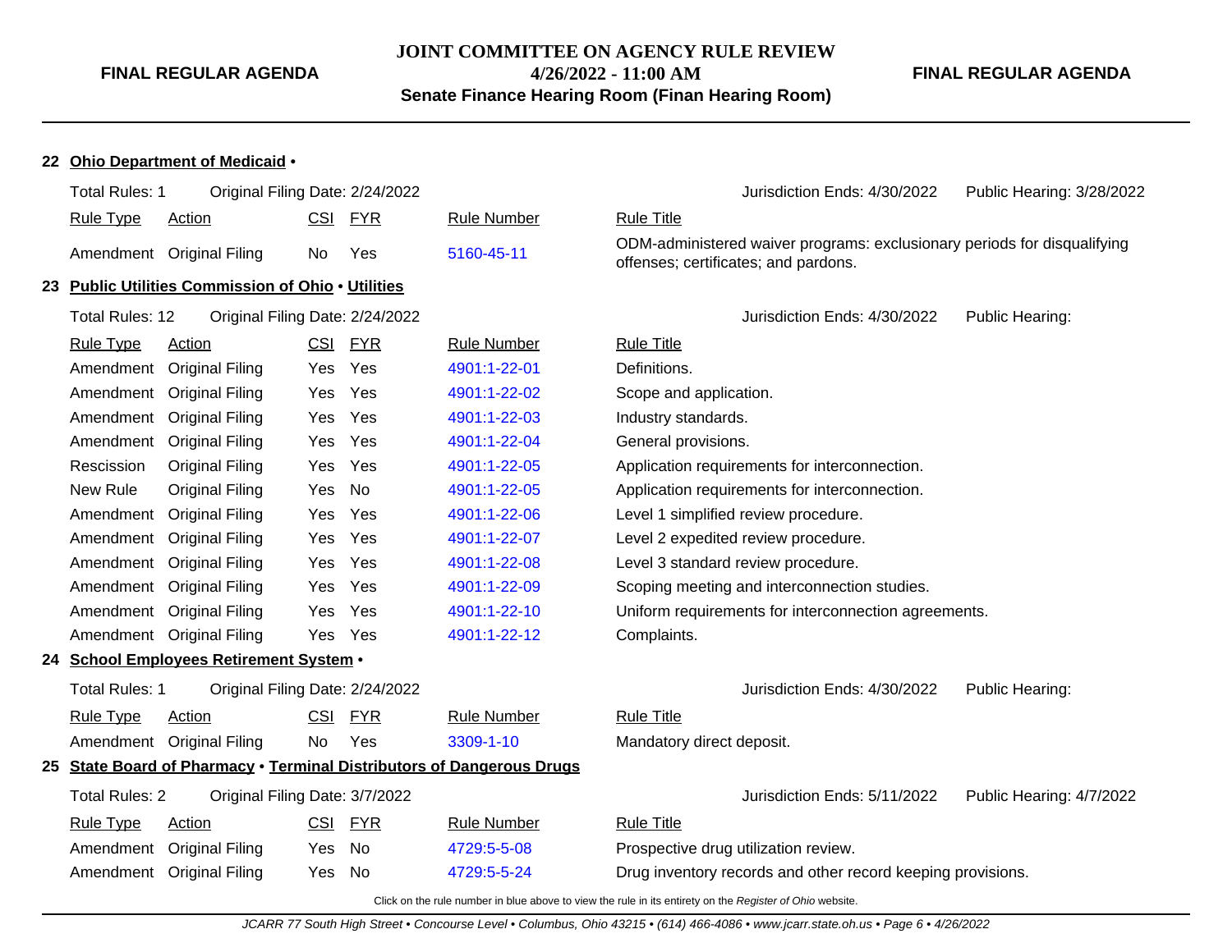## 22 Ohio Department of Medicaid •

Total Rules: 1 Original Filing Date: 2/24/2022 Jurisdiction Ends: 4/30/2022 Public Hearing: 3/28/2022

| Rule Type | Action | CSI | FYR | Rule Number | Rule Title |
|---|---|---|---|---|---|
| Amendment | Original Filing | No | Yes | 5160-45-11 | ODM-administered waiver programs: exclusionary periods for disqualifying offenses; certificates; and pardons. |

## 23 Public Utilities Commission of Ohio • Utilities

Total Rules: 12 Original Filing Date: 2/24/2022 Jurisdiction Ends: 4/30/2022 Public Hearing:

| Rule Type | Action | CSI | FYR | Rule Number | Rule Title |
|---|---|---|---|---|---|
| Amendment | Original Filing | Yes | Yes | 4901:1-22-01 | Definitions. |
| Amendment | Original Filing | Yes | Yes | 4901:1-22-02 | Scope and application. |
| Amendment | Original Filing | Yes | Yes | 4901:1-22-03 | Industry standards. |
| Amendment | Original Filing | Yes | Yes | 4901:1-22-04 | General provisions. |
| Rescission | Original Filing | Yes | Yes | 4901:1-22-05 | Application requirements for interconnection. |
| New Rule | Original Filing | Yes | No | 4901:1-22-05 | Application requirements for interconnection. |
| Amendment | Original Filing | Yes | Yes | 4901:1-22-06 | Level 1 simplified review procedure. |
| Amendment | Original Filing | Yes | Yes | 4901:1-22-07 | Level 2 expedited review procedure. |
| Amendment | Original Filing | Yes | Yes | 4901:1-22-08 | Level 3 standard review procedure. |
| Amendment | Original Filing | Yes | Yes | 4901:1-22-09 | Scoping meeting and interconnection studies. |
| Amendment | Original Filing | Yes | Yes | 4901:1-22-10 | Uniform requirements for interconnection agreements. |
| Amendment | Original Filing | Yes | Yes | 4901:1-22-12 | Complaints. |

## 24 School Employees Retirement System •

Total Rules: 1 Original Filing Date: 2/24/2022 Jurisdiction Ends: 4/30/2022 Public Hearing:

| Rule Type | Action | CSI | FYR | Rule Number | Rule Title |
|---|---|---|---|---|---|
| Amendment | Original Filing | No | Yes | 3309-1-10 | Mandatory direct deposit. |

## 25 State Board of Pharmacy • Terminal Distributors of Dangerous Drugs

Total Rules: 2 Original Filing Date: 3/7/2022 Jurisdiction Ends: 5/11/2022 Public Hearing: 4/7/2022

| Rule Type | Action | CSI | FYR | Rule Number | Rule Title |
|---|---|---|---|---|---|
| Amendment | Original Filing | Yes | No | 4729:5-5-08 | Prospective drug utilization review. |
| Amendment | Original Filing | Yes | No | 4729:5-5-24 | Drug inventory records and other record keeping provisions. |

Click on the rule number in blue above to view the rule in its entirety on the *Register of Ohio* website.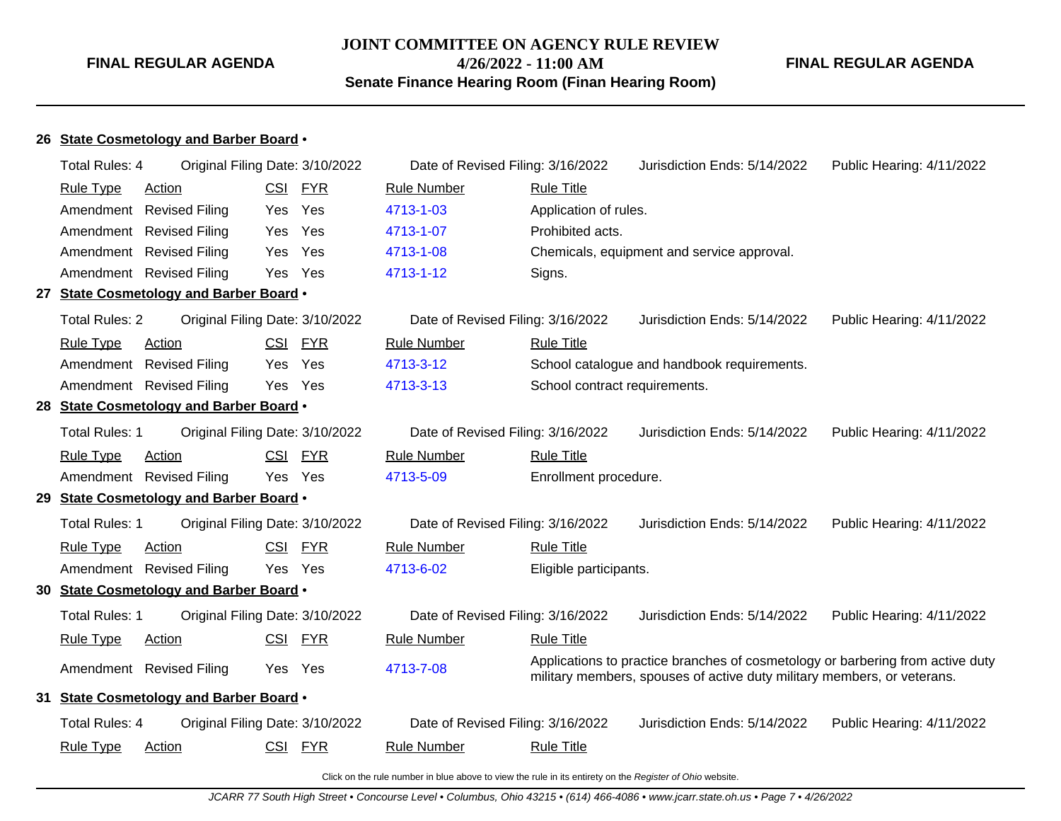**26 State Cosmetology and Barber Board •**

Total Rules: 4 | Original Filing Date: 3/10/2022 | Date of Revised Filing: 3/16/2022 | Jurisdiction Ends: 5/14/2022 | Public Hearing: 4/11/2022

| Rule Type | Action | CSI | FYR | Rule Number | Rule Title |
|---|---|---|---|---|---|
| Amendment | Revised Filing | Yes | Yes | 4713-1-03 | Application of rules. |
| Amendment | Revised Filing | Yes | Yes | 4713-1-07 | Prohibited acts. |
| Amendment | Revised Filing | Yes | Yes | 4713-1-08 | Chemicals, equipment and service approval. |
| Amendment | Revised Filing | Yes | Yes | 4713-1-12 | Signs. |

**27 State Cosmetology and Barber Board •**

Total Rules: 2 | Original Filing Date: 3/10/2022 | Date of Revised Filing: 3/16/2022 | Jurisdiction Ends: 5/14/2022 | Public Hearing: 4/11/2022

| Rule Type | Action | CSI | FYR | Rule Number | Rule Title |
|---|---|---|---|---|---|
| Amendment | Revised Filing | Yes | Yes | 4713-3-12 | School catalogue and handbook requirements. |
| Amendment | Revised Filing | Yes | Yes | 4713-3-13 | School contract requirements. |

**28 State Cosmetology and Barber Board •**

Total Rules: 1 | Original Filing Date: 3/10/2022 | Date of Revised Filing: 3/16/2022 | Jurisdiction Ends: 5/14/2022 | Public Hearing: 4/11/2022

| Rule Type | Action | CSI | FYR | Rule Number | Rule Title |
|---|---|---|---|---|---|
| Amendment | Revised Filing | Yes | Yes | 4713-5-09 | Enrollment procedure. |

**29 State Cosmetology and Barber Board •**

Total Rules: 1 | Original Filing Date: 3/10/2022 | Date of Revised Filing: 3/16/2022 | Jurisdiction Ends: 5/14/2022 | Public Hearing: 4/11/2022

| Rule Type | Action | CSI | FYR | Rule Number | Rule Title |
|---|---|---|---|---|---|
| Amendment | Revised Filing | Yes | Yes | 4713-6-02 | Eligible participants. |

**30 State Cosmetology and Barber Board •**

Total Rules: 1 | Original Filing Date: 3/10/2022 | Date of Revised Filing: 3/16/2022 | Jurisdiction Ends: 5/14/2022 | Public Hearing: 4/11/2022

| Rule Type | Action | CSI | FYR | Rule Number | Rule Title |
|---|---|---|---|---|---|
| Amendment | Revised Filing | Yes | Yes | 4713-7-08 | Applications to practice branches of cosmetology or barbering from active duty military members, spouses of active duty military members, or veterans. |

**31 State Cosmetology and Barber Board •**

Total Rules: 4 | Original Filing Date: 3/10/2022 | Date of Revised Filing: 3/16/2022 | Jurisdiction Ends: 5/14/2022 | Public Hearing: 4/11/2022

| Rule Type | Action | CSI | FYR | Rule Number | Rule Title |
|---|---|---|---|---|---|

Click on the rule number in blue above to view the rule in its entirety on the *Register of Ohio* website.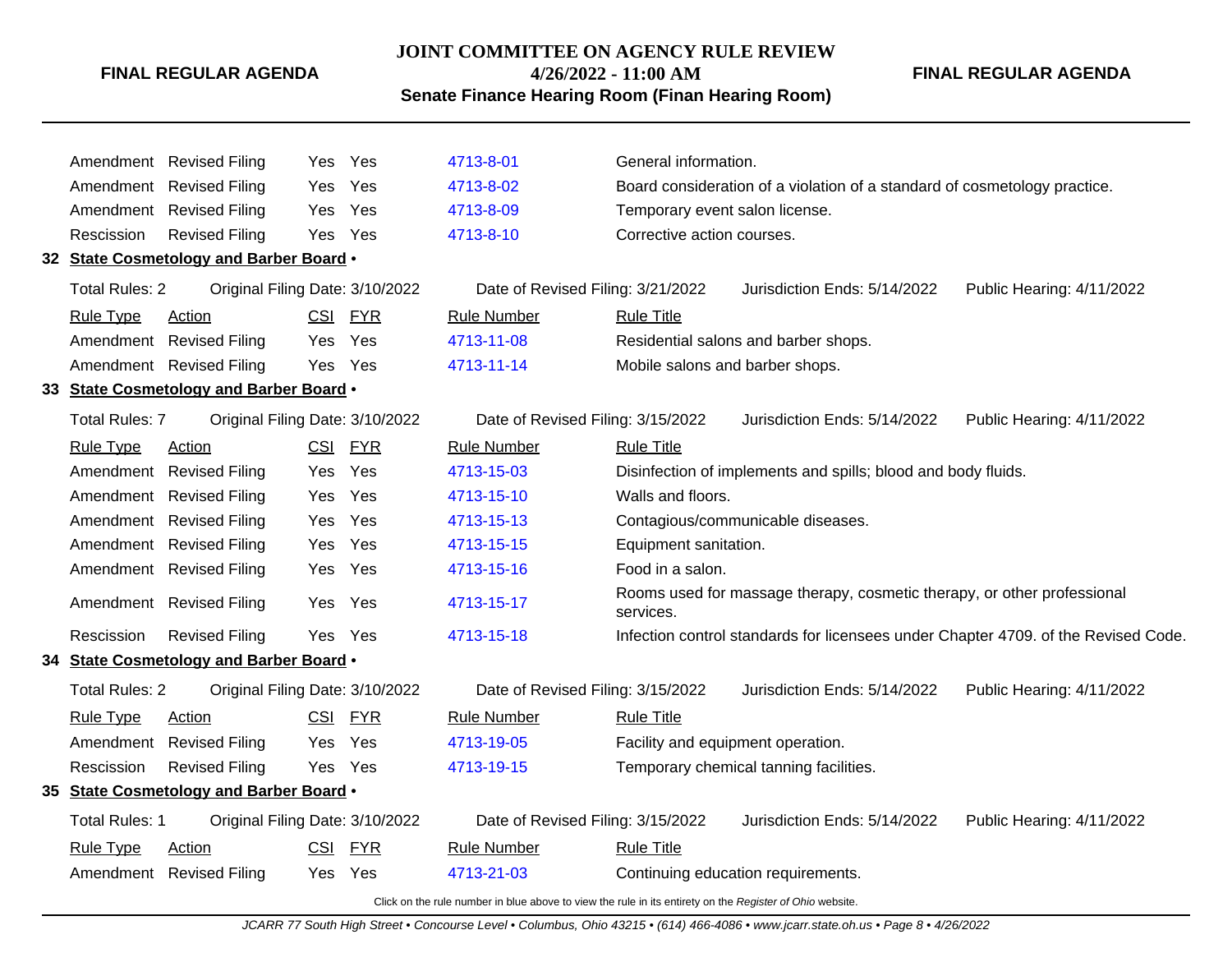| Rule Type | Action | CSI | FYR | Rule Number | Rule Title |
|---|---|---|---|---|---|
| Amendment | Revised Filing | Yes | Yes | 4713-8-01 | General information. |
| Amendment | Revised Filing | Yes | Yes | 4713-8-02 | Board consideration of a violation of a standard of cosmetology practice. |
| Amendment | Revised Filing | Yes | Yes | 4713-8-09 | Temporary event salon license. |
| Rescission | Revised Filing | Yes | Yes | 4713-8-10 | Corrective action courses. |

**32 State Cosmetology and Barber Board •**

Total Rules: 2 | Original Filing Date: 3/10/2022 | Date of Revised Filing: 3/21/2022 | Jurisdiction Ends: 5/14/2022 | Public Hearing: 4/11/2022

| Rule Type | Action | CSI | FYR | Rule Number | Rule Title |
|---|---|---|---|---|---|
| Amendment | Revised Filing | Yes | Yes | 4713-11-08 | Residential salons and barber shops. |
| Amendment | Revised Filing | Yes | Yes | 4713-11-14 | Mobile salons and barber shops. |

**33 State Cosmetology and Barber Board •**

Total Rules: 7 | Original Filing Date: 3/10/2022 | Date of Revised Filing: 3/15/2022 | Jurisdiction Ends: 5/14/2022 | Public Hearing: 4/11/2022

| Rule Type | Action | CSI | FYR | Rule Number | Rule Title |
|---|---|---|---|---|---|
| Amendment | Revised Filing | Yes | Yes | 4713-15-03 | Disinfection of implements and spills; blood and body fluids. |
| Amendment | Revised Filing | Yes | Yes | 4713-15-10 | Walls and floors. |
| Amendment | Revised Filing | Yes | Yes | 4713-15-13 | Contagious/communicable diseases. |
| Amendment | Revised Filing | Yes | Yes | 4713-15-15 | Equipment sanitation. |
| Amendment | Revised Filing | Yes | Yes | 4713-15-16 | Food in a salon. |
| Amendment | Revised Filing | Yes | Yes | 4713-15-17 | Rooms used for massage therapy, cosmetic therapy, or other professional services. |
| Rescission | Revised Filing | Yes | Yes | 4713-15-18 | Infection control standards for licensees under Chapter 4709. of the Revised Code. |

**34 State Cosmetology and Barber Board •**

Total Rules: 2 | Original Filing Date: 3/10/2022 | Date of Revised Filing: 3/15/2022 | Jurisdiction Ends: 5/14/2022 | Public Hearing: 4/11/2022

| Rule Type | Action | CSI | FYR | Rule Number | Rule Title |
|---|---|---|---|---|---|
| Amendment | Revised Filing | Yes | Yes | 4713-19-05 | Facility and equipment operation. |
| Rescission | Revised Filing | Yes | Yes | 4713-19-15 | Temporary chemical tanning facilities. |

**35 State Cosmetology and Barber Board •**

Total Rules: 1 | Original Filing Date: 3/10/2022 | Date of Revised Filing: 3/15/2022 | Jurisdiction Ends: 5/14/2022 | Public Hearing: 4/11/2022

| Rule Type | Action | CSI | FYR | Rule Number | Rule Title |
|---|---|---|---|---|---|
| Amendment | Revised Filing | Yes | Yes | 4713-21-03 | Continuing education requirements. |

Click on the rule number in blue above to view the rule in its entirety on the *Register of Ohio* website.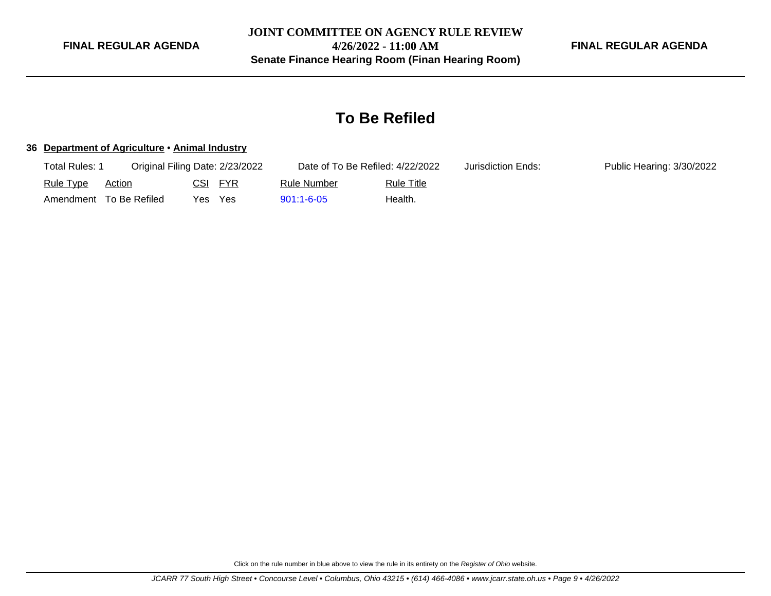# To Be Refiled

**36 Department of Agriculture • Animal Industry**

Total Rules: 1    Original Filing Date: 2/23/2022    Date of To Be Refiled: 4/22/2022    Jurisdiction Ends:    Public Hearing: 3/30/2022

| Rule Type | Action | CSI | FYR | Rule Number | Rule Title |
|---|---|---|---|---|---|
| Amendment | To Be Refiled | Yes | Yes | 901:1-6-05 | Health. |

Click on the rule number in blue above to view the rule in its entirety on the *Register of Ohio* website.